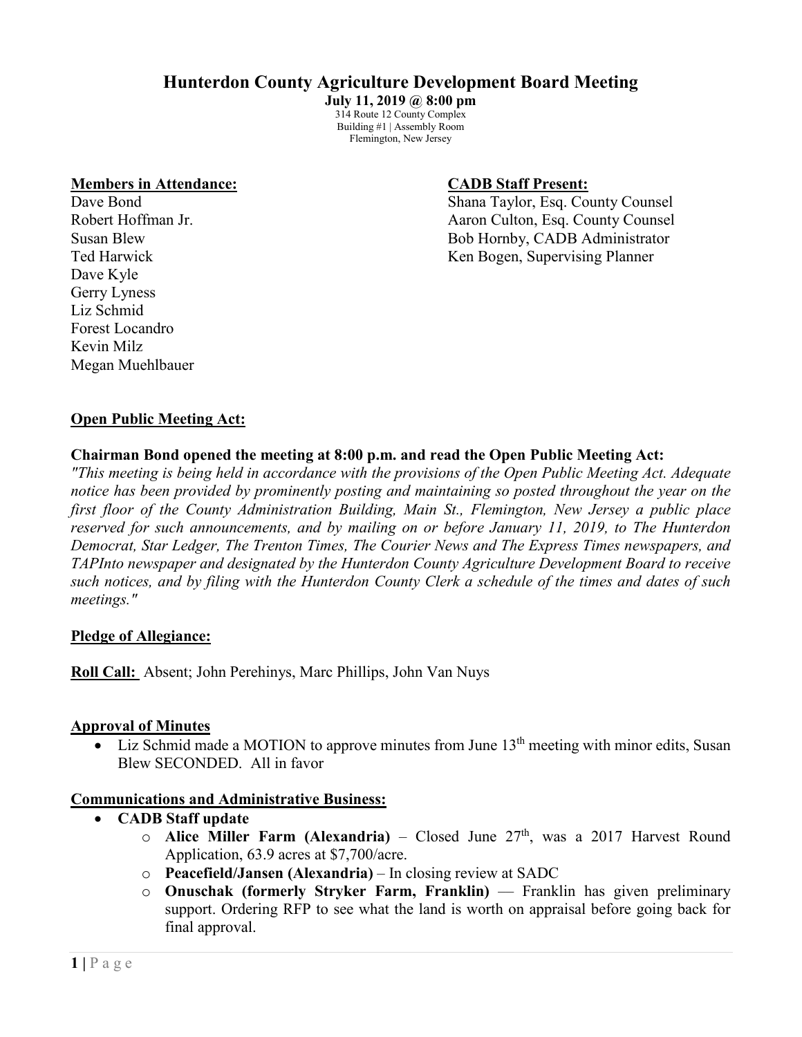# Hunterdon County Agriculture Development Board Meeting

**July 11, 2019 @ 8:00 pm**

314 Route 12 County Complex
Building #1 | Assembly Room
Flemington, New Jersey

**Members in Attendance:**

Dave Bond
Robert Hoffman Jr.
Susan Blew
Ted Harwick
Dave Kyle
Gerry Lyness
Liz Schmid
Forest Locandro
Kevin Milz
Megan Muehlbauer

**CADB Staff Present:**

Shana Taylor, Esq. County Counsel
Aaron Culton, Esq. County Counsel
Bob Hornby, CADB Administrator
Ken Bogen, Supervising Planner

**Open Public Meeting Act:**

**Chairman Bond opened the meeting at 8:00 p.m. and read the Open Public Meeting Act:**

*"This meeting is being held in accordance with the provisions of the Open Public Meeting Act. Adequate notice has been provided by prominently posting and maintaining so posted throughout the year on the first floor of the County Administration Building, Main St., Flemington, New Jersey a public place reserved for such announcements, and by mailing on or before January 11, 2019, to The Hunterdon Democrat, Star Ledger, The Trenton Times, The Courier News and The Express Times newspapers, and TAPInto newspaper and designated by the Hunterdon County Agriculture Development Board to receive such notices, and by filing with the Hunterdon County Clerk a schedule of the times and dates of such meetings."*

**Pledge of Allegiance:**

**Roll Call:** Absent; John Perehinys, Marc Phillips, John Van Nuys

**Approval of Minutes**

- Liz Schmid made a MOTION to approve minutes from June 13th meeting with minor edits, Susan Blew SECONDED. All in favor

**Communications and Administrative Business:**

- **CADB Staff update**
  - **Alice Miller Farm (Alexandria)** – Closed June 27th, was a 2017 Harvest Round Application, 63.9 acres at $7,700/acre.
  - **Peacefield/Jansen (Alexandria)** – In closing review at SADC
  - **Onuschak (formerly Stryker Farm, Franklin)** — Franklin has given preliminary support. Ordering RFP to see what the land is worth on appraisal before going back for final approval.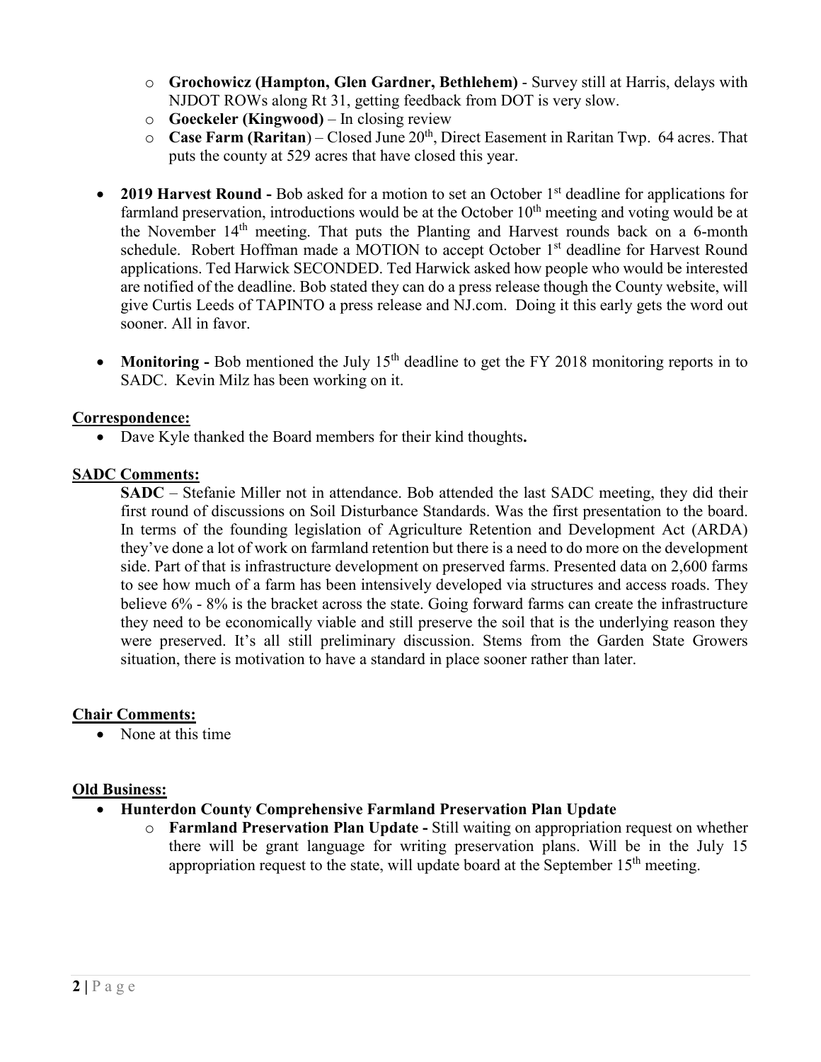- **Grochowicz (Hampton, Glen Gardner, Bethlehem)** - Survey still at Harris, delays with NJDOT ROWs along Rt 31, getting feedback from DOT is very slow.
- **Goeckeler (Kingwood)** – In closing review
- **Case Farm (Raritan**) – Closed June 20th, Direct Easement in Raritan Twp. 64 acres. That puts the county at 529 acres that have closed this year.

- **2019 Harvest Round -** Bob asked for a motion to set an October 1st deadline for applications for farmland preservation, introductions would be at the October 10th meeting and voting would be at the November 14th meeting. That puts the Planting and Harvest rounds back on a 6-month schedule. Robert Hoffman made a MOTION to accept October 1st deadline for Harvest Round applications. Ted Harwick SECONDED. Ted Harwick asked how people who would be interested are notified of the deadline. Bob stated they can do a press release though the County website, will give Curtis Leeds of TAPINTO a press release and NJ.com. Doing it this early gets the word out sooner. All in favor.

- **Monitoring -** Bob mentioned the July 15th deadline to get the FY 2018 monitoring reports in to SADC. Kevin Milz has been working on it.

**Correspondence:**

- Dave Kyle thanked the Board members for their kind thoughts**.**

**SADC Comments:**

**SADC** – Stefanie Miller not in attendance. Bob attended the last SADC meeting, they did their first round of discussions on Soil Disturbance Standards. Was the first presentation to the board. In terms of the founding legislation of Agriculture Retention and Development Act (ARDA) they've done a lot of work on farmland retention but there is a need to do more on the development side. Part of that is infrastructure development on preserved farms. Presented data on 2,600 farms to see how much of a farm has been intensively developed via structures and access roads. They believe 6% - 8% is the bracket across the state. Going forward farms can create the infrastructure they need to be economically viable and still preserve the soil that is the underlying reason they were preserved. It's all still preliminary discussion. Stems from the Garden State Growers situation, there is motivation to have a standard in place sooner rather than later.

**Chair Comments:**

- None at this time

**Old Business:**

- **Hunterdon County Comprehensive Farmland Preservation Plan Update**
  - **Farmland Preservation Plan Update -** Still waiting on appropriation request on whether there will be grant language for writing preservation plans. Will be in the July 15 appropriation request to the state, will update board at the September 15th meeting.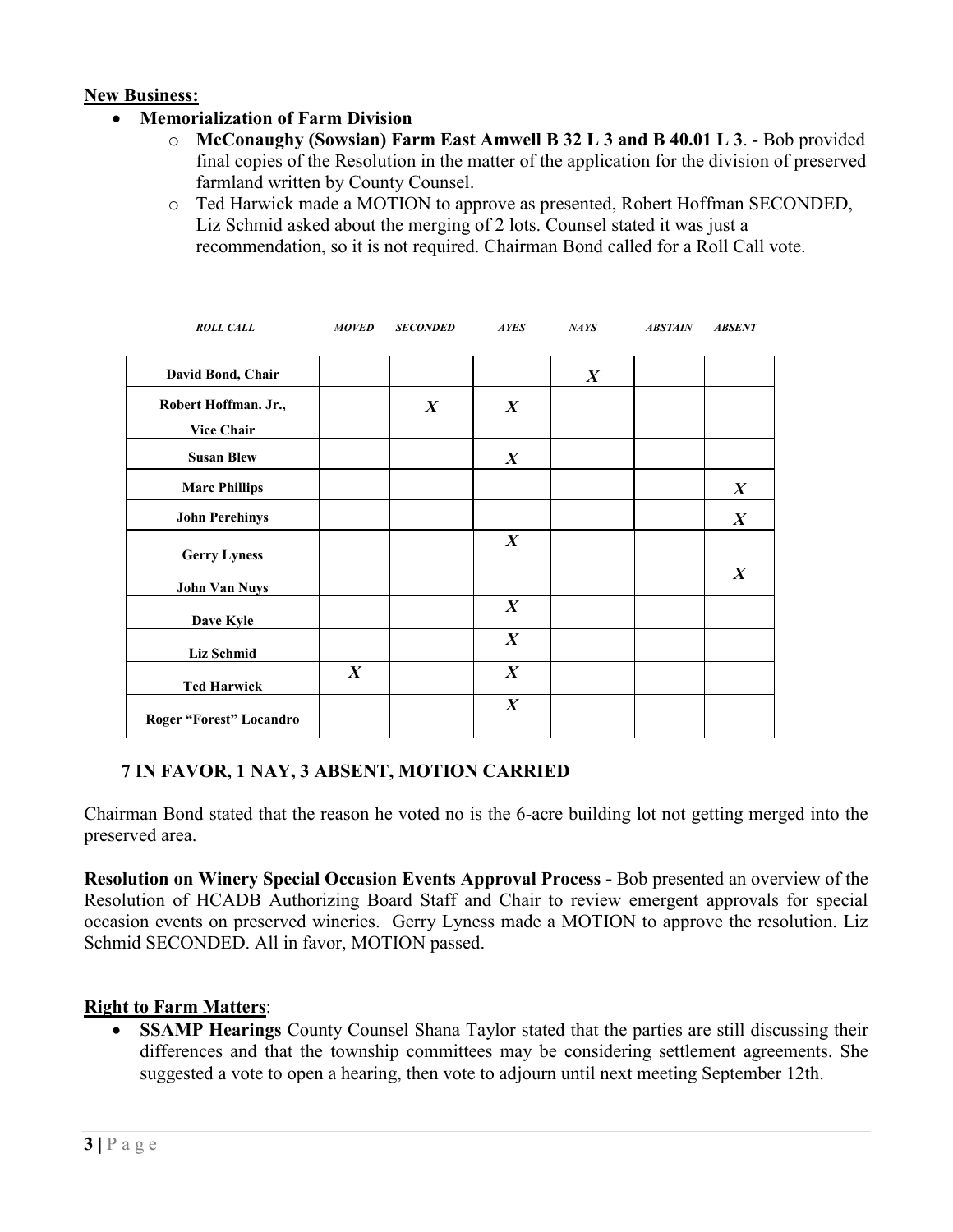**New Business:**

- **Memorialization of Farm Division**
    - **McConaughy (Sowsian) Farm East Amwell B 32 L 3 and B 40.01 L 3**. - Bob provided final copies of the Resolution in the matter of the application for the division of preserved farmland written by County Counsel.
    - Ted Harwick made a MOTION to approve as presented, Robert Hoffman SECONDED, Liz Schmid asked about the merging of 2 lots. Counsel stated it was just a recommendation, so it is not required. Chairman Bond called for a Roll Call vote.

| *ROLL CALL* | *MOVED* | *SECONDED* | *AYES* | *NAYS* | *ABSTAIN* | *ABSENT* |
|---|---|---|---|---|---|---|
| **David Bond, Chair** | | | | ***X*** | | |
| **Robert Hoffman. Jr., Vice Chair** | | ***X*** | ***X*** | | | |
| **Susan Blew** | | | ***X*** | | | |
| **Marc Phillips** | | | | | | ***X*** |
| **John Perehinys** | | | | | | ***X*** |
| **Gerry Lyness** | | | ***X*** | | | |
| **John Van Nuys** | | | | | | ***X*** |
| **Dave Kyle** | | | ***X*** | | | |
| **Liz Schmid** | | | ***X*** | | | |
| **Ted Harwick** | ***X*** | | ***X*** | | | |
| **Roger "Forest" Locandro** | | | ***X*** | | | |

**7 IN FAVOR, 1 NAY, 3 ABSENT, MOTION CARRIED**

Chairman Bond stated that the reason he voted no is the 6-acre building lot not getting merged into the preserved area.

**Resolution on Winery Special Occasion Events Approval Process -** Bob presented an overview of the Resolution of HCADB Authorizing Board Staff and Chair to review emergent approvals for special occasion events on preserved wineries. Gerry Lyness made a MOTION to approve the resolution. Liz Schmid SECONDED. All in favor, MOTION passed.

**Right to Farm Matters**:

- **SSAMP Hearings** County Counsel Shana Taylor stated that the parties are still discussing their differences and that the township committees may be considering settlement agreements. She suggested a vote to open a hearing, then vote to adjourn until next meeting September 12th.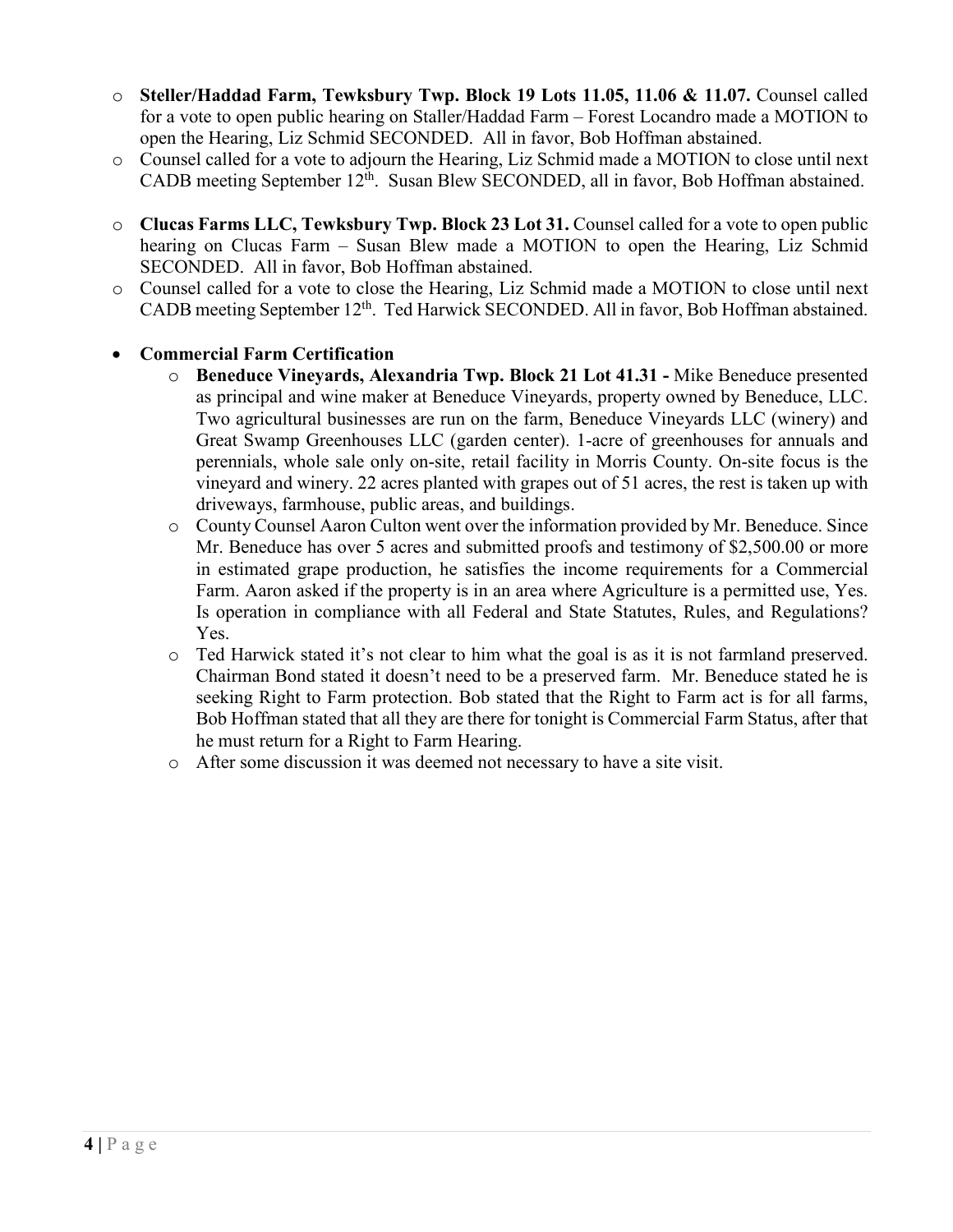- **Steller/Haddad Farm, Tewksbury Twp. Block 19 Lots 11.05, 11.06 & 11.07.** Counsel called for a vote to open public hearing on Staller/Haddad Farm – Forest Locandro made a MOTION to open the Hearing, Liz Schmid SECONDED. All in favor, Bob Hoffman abstained.
- Counsel called for a vote to adjourn the Hearing, Liz Schmid made a MOTION to close until next CADB meeting September 12th. Susan Blew SECONDED, all in favor, Bob Hoffman abstained.

- **Clucas Farms LLC, Tewksbury Twp. Block 23 Lot 31.** Counsel called for a vote to open public hearing on Clucas Farm – Susan Blew made a MOTION to open the Hearing, Liz Schmid SECONDED. All in favor, Bob Hoffman abstained.
- Counsel called for a vote to close the Hearing, Liz Schmid made a MOTION to close until next CADB meeting September 12th. Ted Harwick SECONDED. All in favor, Bob Hoffman abstained.

- **Commercial Farm Certification**
  - **Beneduce Vineyards, Alexandria Twp. Block 21 Lot 41.31 -** Mike Beneduce presented as principal and wine maker at Beneduce Vineyards, property owned by Beneduce, LLC. Two agricultural businesses are run on the farm, Beneduce Vineyards LLC (winery) and Great Swamp Greenhouses LLC (garden center). 1-acre of greenhouses for annuals and perennials, whole sale only on-site, retail facility in Morris County. On-site focus is the vineyard and winery. 22 acres planted with grapes out of 51 acres, the rest is taken up with driveways, farmhouse, public areas, and buildings.
  - County Counsel Aaron Culton went over the information provided by Mr. Beneduce. Since Mr. Beneduce has over 5 acres and submitted proofs and testimony of $2,500.00 or more in estimated grape production, he satisfies the income requirements for a Commercial Farm. Aaron asked if the property is in an area where Agriculture is a permitted use, Yes. Is operation in compliance with all Federal and State Statutes, Rules, and Regulations? Yes.
  - Ted Harwick stated it's not clear to him what the goal is as it is not farmland preserved. Chairman Bond stated it doesn't need to be a preserved farm. Mr. Beneduce stated he is seeking Right to Farm protection. Bob stated that the Right to Farm act is for all farms, Bob Hoffman stated that all they are there for tonight is Commercial Farm Status, after that he must return for a Right to Farm Hearing.
  - After some discussion it was deemed not necessary to have a site visit.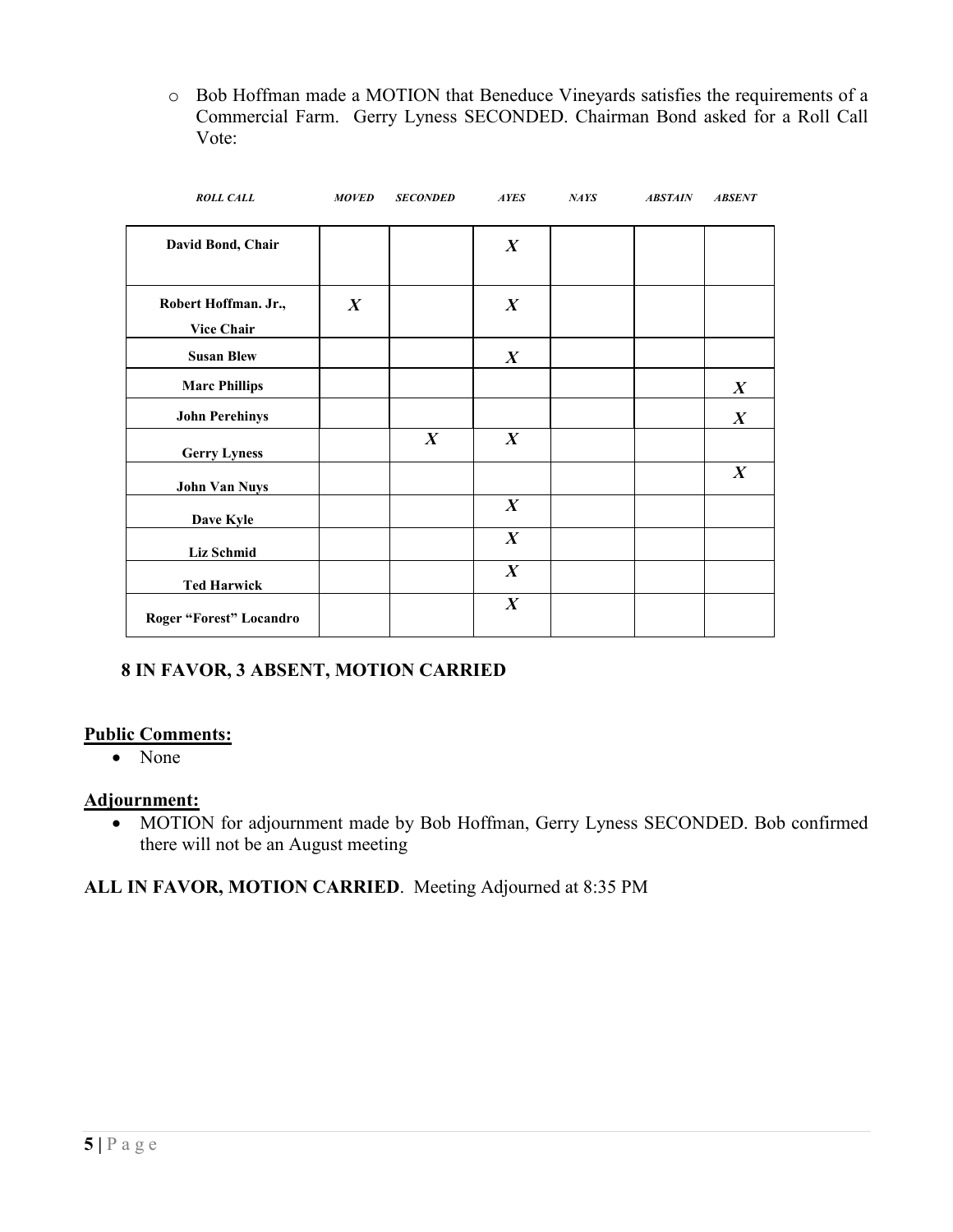- Bob Hoffman made a MOTION that Beneduce Vineyards satisfies the requirements of a Commercial Farm. Gerry Lyness SECONDED. Chairman Bond asked for a Roll Call Vote:

| *ROLL CALL* | *MOVED* | *SECONDED* | *AYES* | *NAYS* | *ABSTAIN* | *ABSENT* |
|---|---|---|---|---|---|---|
| **David Bond, Chair** | | | ***X*** | | | |
| **Robert Hoffman. Jr., Vice Chair** | ***X*** | | ***X*** | | | |
| **Susan Blew** | | | ***X*** | | | |
| **Marc Phillips** | | | | | | ***X*** |
| **John Perehinys** | | | | | | ***X*** |
| **Gerry Lyness** | | ***X*** | ***X*** | | | |
| **John Van Nuys** | | | | | | ***X*** |
| **Dave Kyle** | | | ***X*** | | | |
| **Liz Schmid** | | | ***X*** | | | |
| **Ted Harwick** | | | ***X*** | | | |
| **Roger "Forest" Locandro** | | | ***X*** | | | |

**8 IN FAVOR, 3 ABSENT, MOTION CARRIED**

**Public Comments:**

- None

**Adjournment:**

- MOTION for adjournment made by Bob Hoffman, Gerry Lyness SECONDED. Bob confirmed there will not be an August meeting

**ALL IN FAVOR, MOTION CARRIED**. Meeting Adjourned at 8:35 PM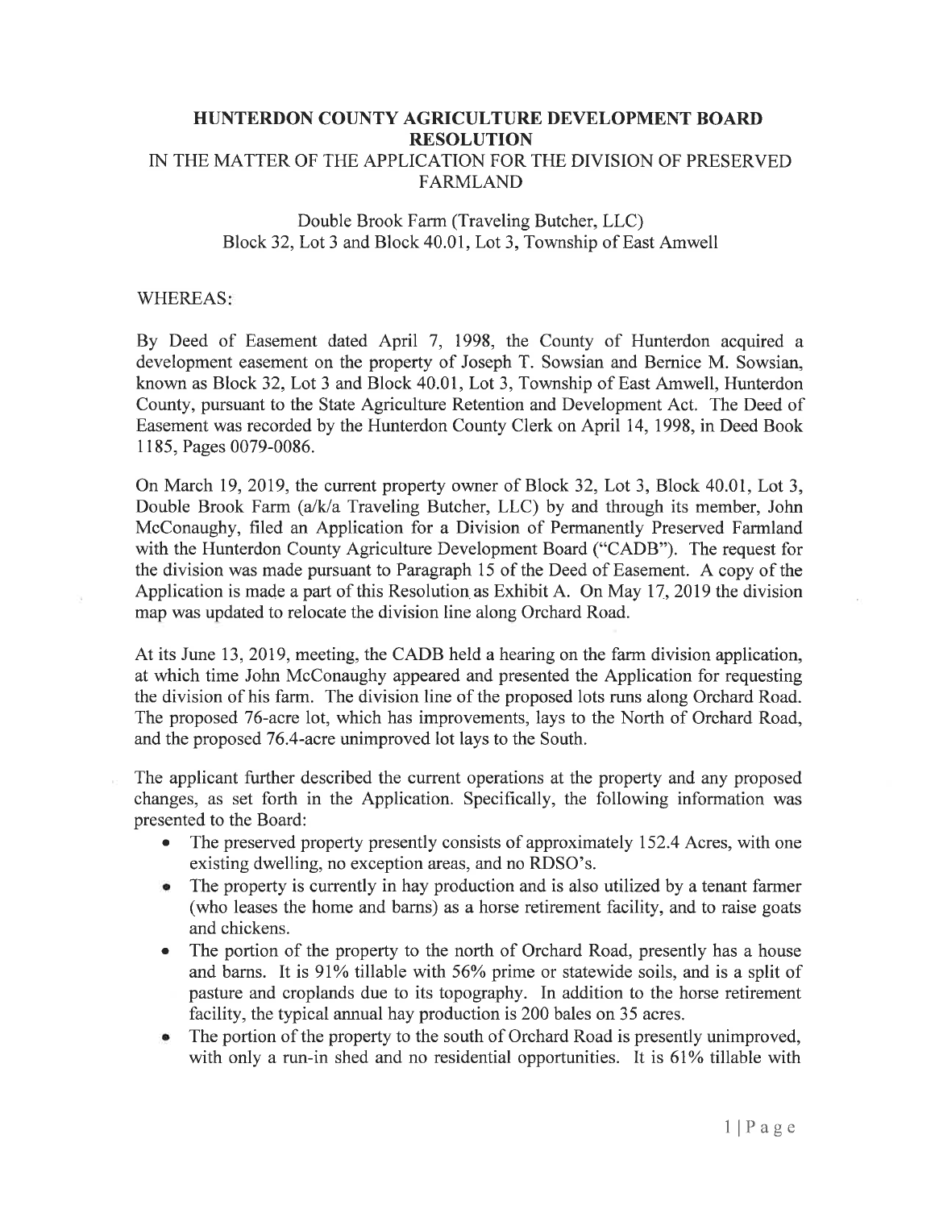# HUNTERDON COUNTY AGRICULTURE DEVELOPMENT BOARD RESOLUTION

IN THE MATTER OF THE APPLICATION FOR THE DIVISION OF PRESERVED FARMLAND

Double Brook Farm (Traveling Butcher, LLC)
Block 32, Lot 3 and Block 40.01, Lot 3, Township of East Amwell

WHEREAS:

By Deed of Easement dated April 7, 1998, the County of Hunterdon acquired a development easement on the property of Joseph T. Sowsian and Bernice M. Sowsian, known as Block 32, Lot 3 and Block 40.01, Lot 3, Township of East Amwell, Hunterdon County, pursuant to the State Agriculture Retention and Development Act. The Deed of Easement was recorded by the Hunterdon County Clerk on April 14, 1998, in Deed Book 1185, Pages 0079-0086.

On March 19, 2019, the current property owner of Block 32, Lot 3, Block 40.01, Lot 3, Double Brook Farm (a/k/a Traveling Butcher, LLC) by and through its member, John McConaughy, filed an Application for a Division of Permanently Preserved Farmland with the Hunterdon County Agriculture Development Board ("CADB"). The request for the division was made pursuant to Paragraph 15 of the Deed of Easement. A copy of the Application is made a part of this Resolution as Exhibit A. On May 17, 2019 the division map was updated to relocate the division line along Orchard Road.

At its June 13, 2019, meeting, the CADB held a hearing on the farm division application, at which time John McConaughy appeared and presented the Application for requesting the division of his farm. The division line of the proposed lots runs along Orchard Road. The proposed 76-acre lot, which has improvements, lays to the North of Orchard Road, and the proposed 76.4-acre unimproved lot lays to the South.

The applicant further described the current operations at the property and any proposed changes, as set forth in the Application. Specifically, the following information was presented to the Board:

- The preserved property presently consists of approximately 152.4 Acres, with one existing dwelling, no exception areas, and no RDSO's.
- The property is currently in hay production and is also utilized by a tenant farmer (who leases the home and barns) as a horse retirement facility, and to raise goats and chickens.
- The portion of the property to the north of Orchard Road, presently has a house and barns. It is 91% tillable with 56% prime or statewide soils, and is a split of pasture and croplands due to its topography. In addition to the horse retirement facility, the typical annual hay production is 200 bales on 35 acres.
- The portion of the property to the south of Orchard Road is presently unimproved, with only a run-in shed and no residential opportunities. It is 61% tillable with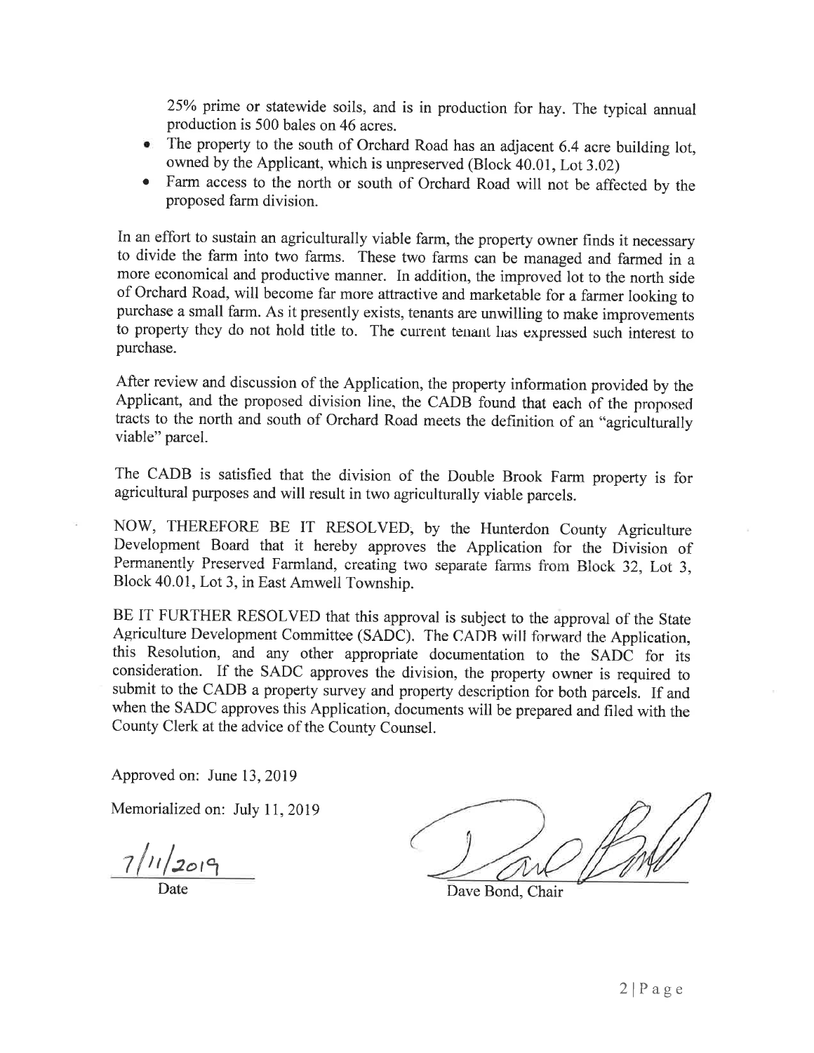25% prime or statewide soils, and is in production for hay. The typical annual production is 500 bales on 46 acres.

- The property to the south of Orchard Road has an adjacent 6.4 acre building lot, owned by the Applicant, which is unpreserved (Block 40.01, Lot 3.02)
- Farm access to the north or south of Orchard Road will not be affected by the proposed farm division.

In an effort to sustain an agriculturally viable farm, the property owner finds it necessary to divide the farm into two farms. These two farms can be managed and farmed in a more economical and productive manner. In addition, the improved lot to the north side of Orchard Road, will become far more attractive and marketable for a farmer looking to purchase a small farm. As it presently exists, tenants are unwilling to make improvements to property they do not hold title to. The current tenant has expressed such interest to purchase.

After review and discussion of the Application, the property information provided by the Applicant, and the proposed division line, the CADB found that each of the proposed tracts to the north and south of Orchard Road meets the definition of an "agriculturally viable" parcel.

The CADB is satisfied that the division of the Double Brook Farm property is for agricultural purposes and will result in two agriculturally viable parcels.

NOW, THEREFORE BE IT RESOLVED, by the Hunterdon County Agriculture Development Board that it hereby approves the Application for the Division of Permanently Preserved Farmland, creating two separate farms from Block 32, Lot 3, Block 40.01, Lot 3, in East Amwell Township.

BE IT FURTHER RESOLVED that this approval is subject to the approval of the State Agriculture Development Committee (SADC). The CADB will forward the Application, this Resolution, and any other appropriate documentation to the SADC for its consideration. If the SADC approves the division, the property owner is required to submit to the CADB a property survey and property description for both parcels. If and when the SADC approves this Application, documents will be prepared and filed with the County Clerk at the advice of the County Counsel.

Approved on: June 13, 2019

Memorialized on: July 11, 2019

7/11/2019
Date

Dave Bond, Chair